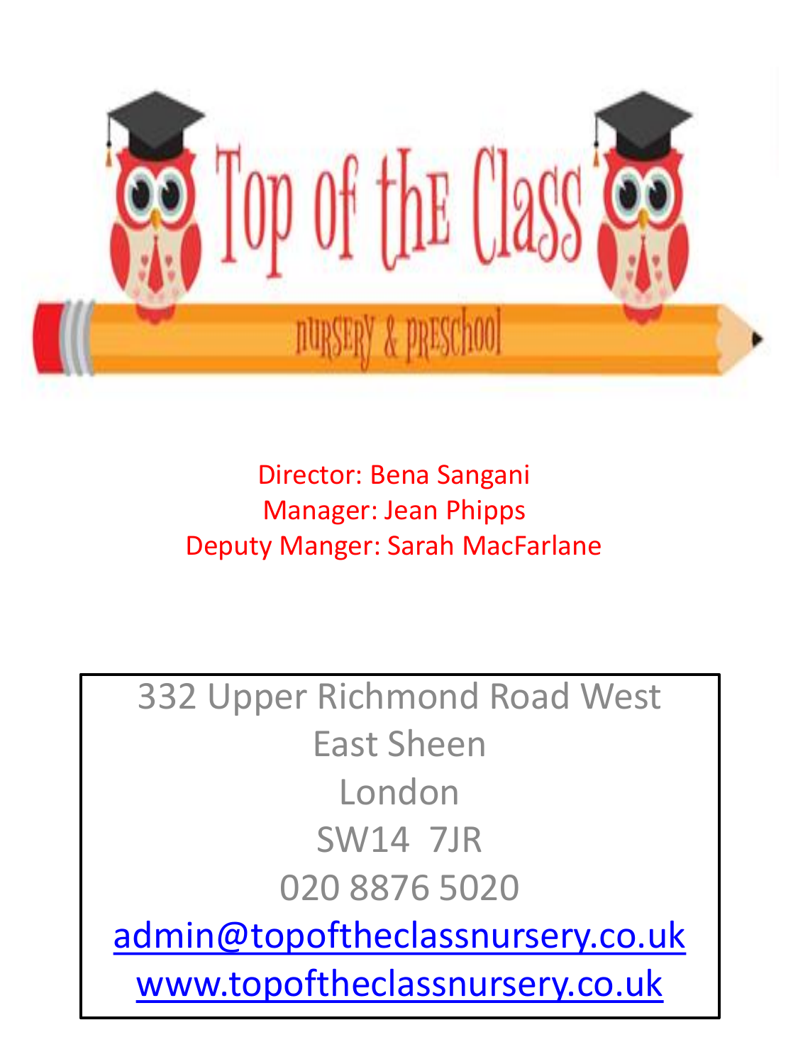# Top of the Class

## Nursery & Preschool

Director: Bena Sangani
Manager: Jean Phipps
Deputy Manger: Sarah MacFarlane

332 Upper Richmond Road West
East Sheen
London
SW14 7JR
020 8876 5020
admin@topoftheclassnursery.co.uk
www.topoftheclassnursery.co.uk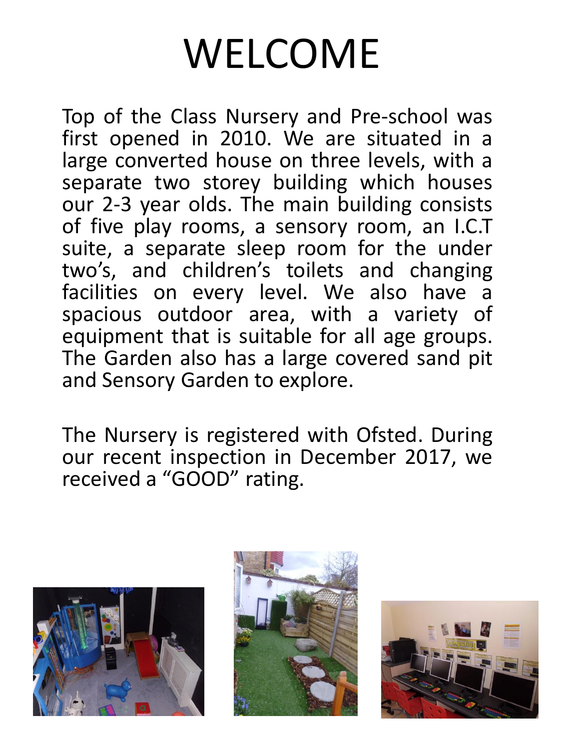# WELCOME

Top of the Class Nursery and Pre-school was first opened in 2010. We are situated in a large converted house on three levels, with a separate two storey building which houses our 2-3 year olds. The main building consists of five play rooms, a sensory room, an I.C.T suite, a separate sleep room for the under two's, and children's toilets and changing facilities on every level. We also have a spacious outdoor area, with a variety of equipment that is suitable for all age groups. The Garden also has a large covered sand pit and Sensory Garden to explore.

The Nursery is registered with Ofsted. During our recent inspection in December 2017, we received a "GOOD" rating.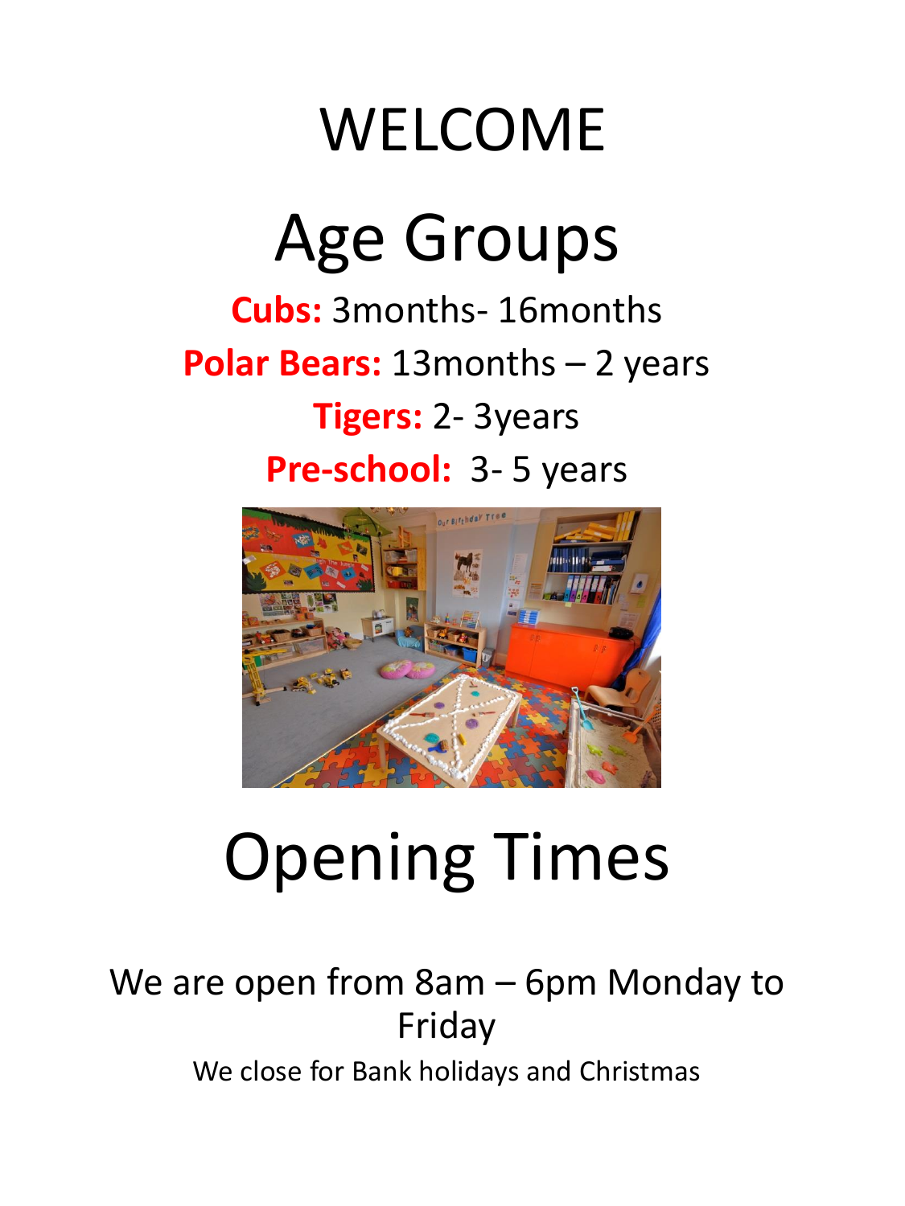# WELCOME

# Age Groups

**Cubs:** 3months- 16months

**Polar Bears:** 13months – 2 years

**Tigers:** 2- 3years

**Pre-school:** 3- 5 years

# Opening Times

We are open from 8am – 6pm Monday to Friday

We close for Bank holidays and Christmas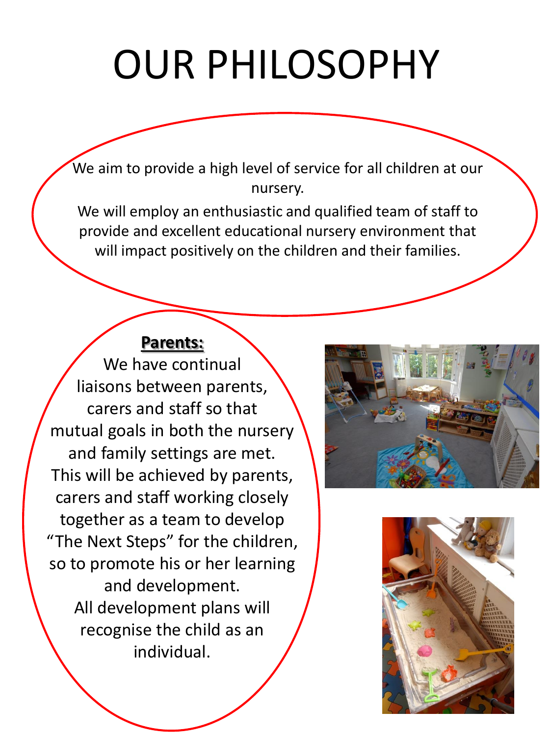# OUR PHILOSOPHY

We aim to provide a high level of service for all children at our nursery.

We will employ an enthusiastic and qualified team of staff to provide and excellent educational nursery environment that will impact positively on the children and their families.

**Parents:**

We have continual liaisons between parents, carers and staff so that mutual goals in both the nursery and family settings are met. This will be achieved by parents, carers and staff working closely together as a team to develop "The Next Steps" for the children, so to promote his or her learning and development.

All development plans will recognise the child as an individual.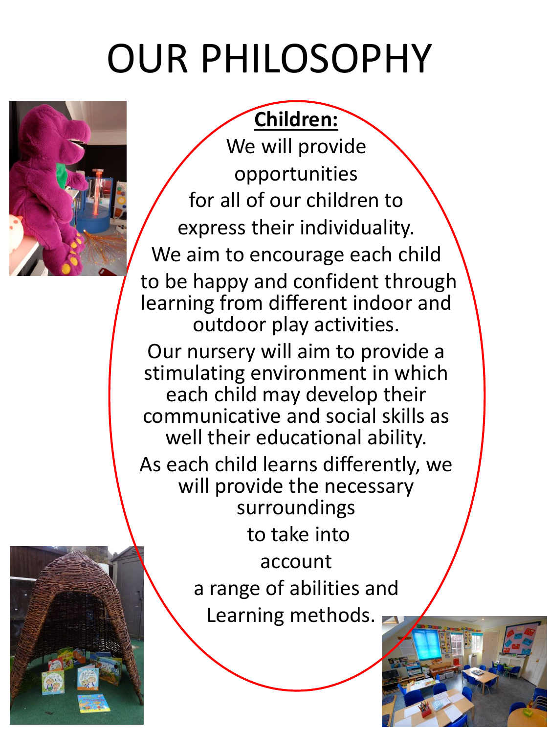# OUR PHILOSOPHY

**Children:**

We will provide opportunities for all of our children to express their individuality.

We aim to encourage each child to be happy and confident through learning from different indoor and outdoor play activities.

Our nursery will aim to provide a stimulating environment in which each child may develop their communicative and social skills as well their educational ability.

As each child learns differently, we will provide the necessary surroundings to take into account a range of abilities and Learning methods.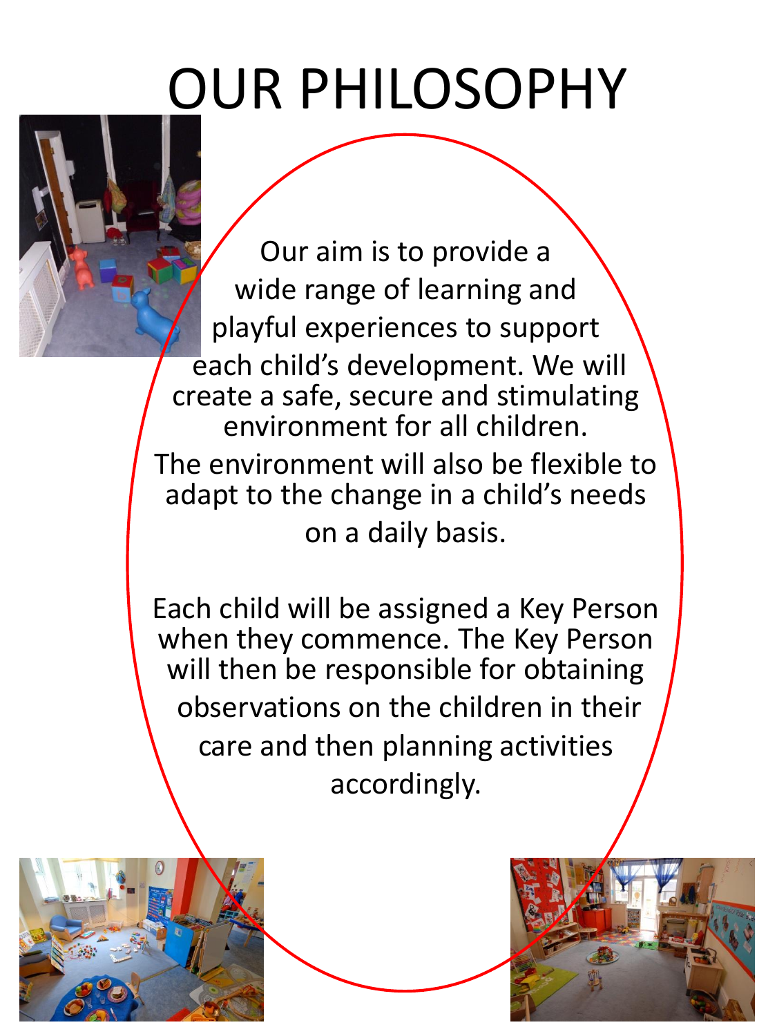# OUR PHILOSOPHY

Our aim is to provide a wide range of learning and playful experiences to support each child's development. We will create a safe, secure and stimulating environment for all children. The environment will also be flexible to adapt to the change in a child's needs on a daily basis.

Each child will be assigned a Key Person when they commence. The Key Person will then be responsible for obtaining observations on the children in their care and then planning activities accordingly.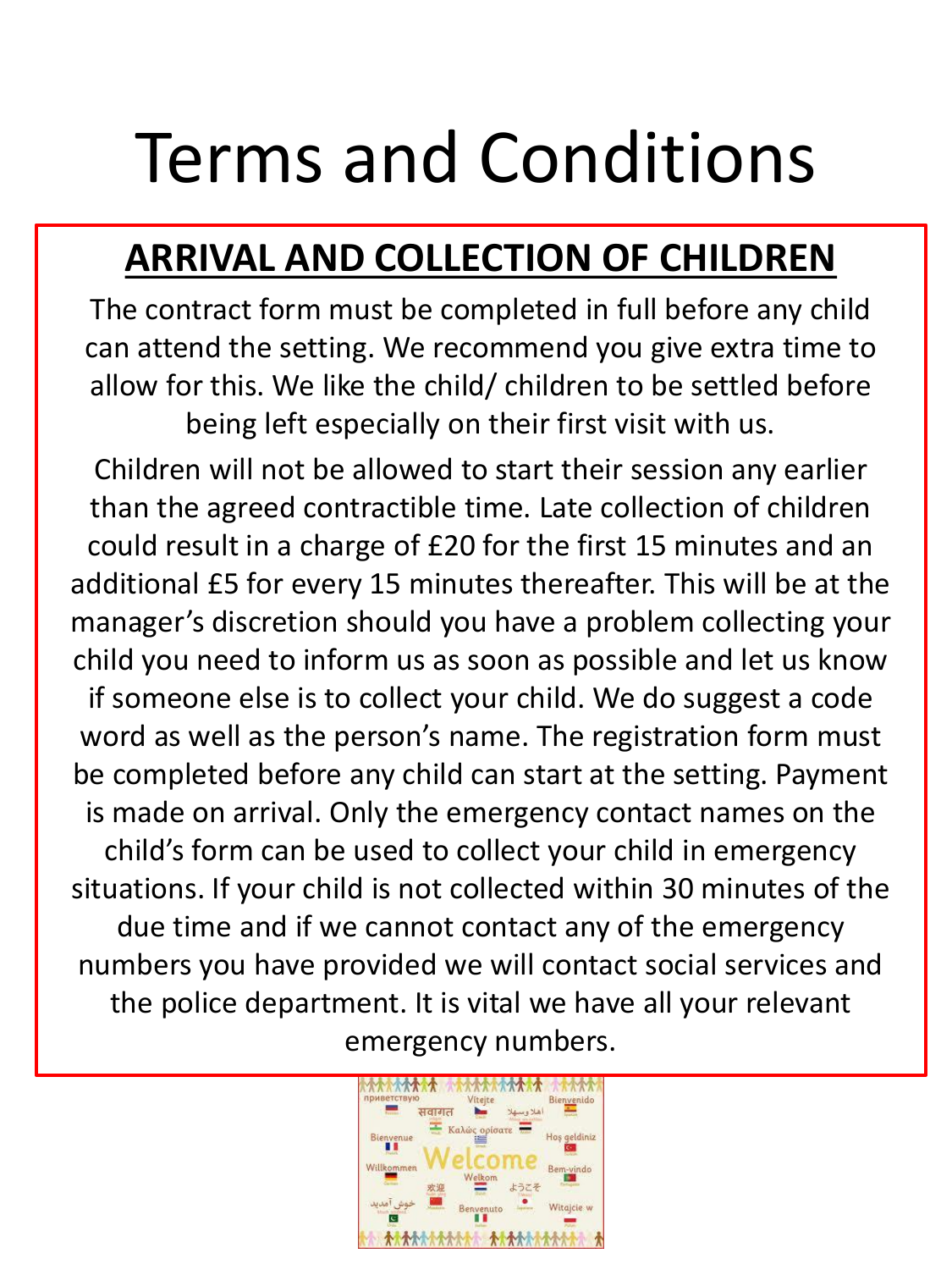# Terms and Conditions

## ARRIVAL AND COLLECTION OF CHILDREN

The contract form must be completed in full before any child can attend the setting. We recommend you give extra time to allow for this. We like the child/ children to be settled before being left especially on their first visit with us.

Children will not be allowed to start their session any earlier than the agreed contractible time. Late collection of children could result in a charge of £20 for the first 15 minutes and an additional £5 for every 15 minutes thereafter. This will be at the manager's discretion should you have a problem collecting your child you need to inform us as soon as possible and let us know if someone else is to collect your child. We do suggest a code word as well as the person's name. The registration form must be completed before any child can start at the setting. Payment is made on arrival. Only the emergency contact names on the child's form can be used to collect your child in emergency situations. If your child is not collected within 30 minutes of the due time and if we cannot contact any of the emergency numbers you have provided we will contact social services and the police department. It is vital we have all your relevant emergency numbers.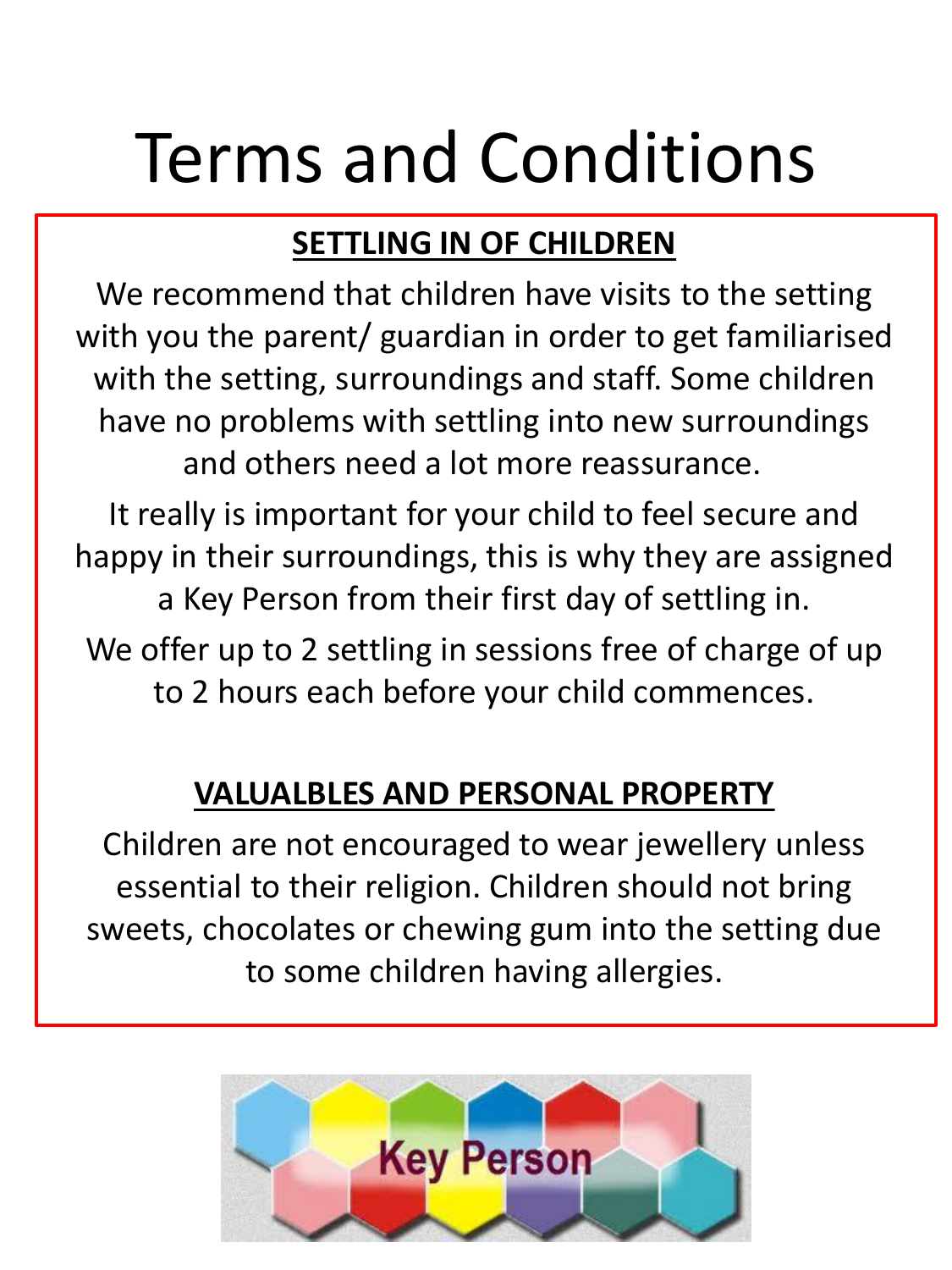# Terms and Conditions

## SETTLING IN OF CHILDREN

We recommend that children have visits to the setting with you the parent/ guardian in order to get familiarised with the setting, surroundings and staff. Some children have no problems with settling into new surroundings and others need a lot more reassurance.

It really is important for your child to feel secure and happy in their surroundings, this is why they are assigned a Key Person from their first day of settling in.

We offer up to 2 settling in sessions free of charge of up to 2 hours each before your child commences.

## VALUALBLES AND PERSONAL PROPERTY

Children are not encouraged to wear jewellery unless essential to their religion. Children should not bring sweets, chocolates or chewing gum into the setting due to some children having allergies.

Key Person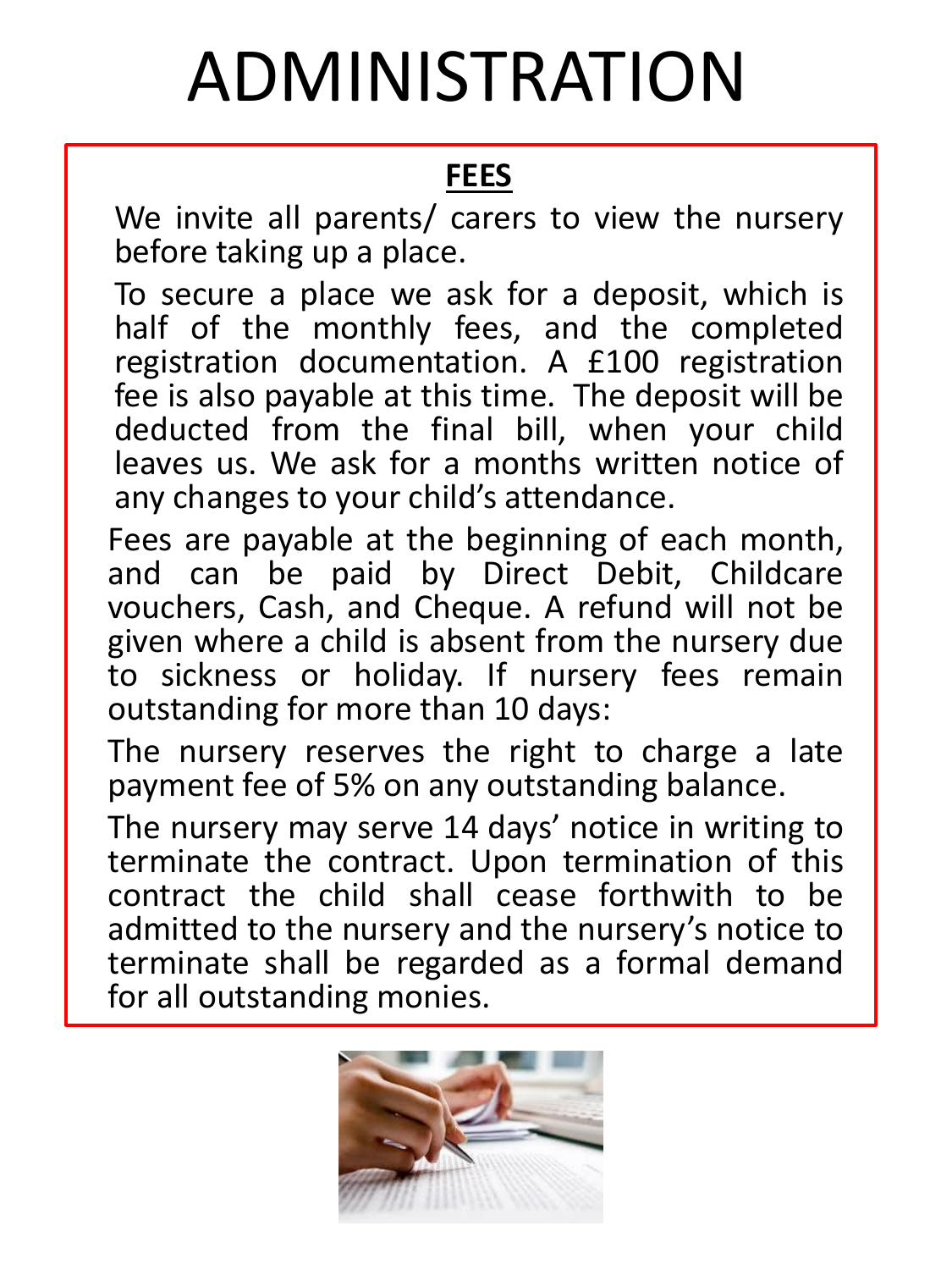# ADMINISTRATION

## FEES

We invite all parents/ carers to view the nursery before taking up a place.

To secure a place we ask for a deposit, which is half of the monthly fees, and the completed registration documentation. A £100 registration fee is also payable at this time. The deposit will be deducted from the final bill, when your child leaves us. We ask for a months written notice of any changes to your child's attendance.

Fees are payable at the beginning of each month, and can be paid by Direct Debit, Childcare vouchers, Cash, and Cheque. A refund will not be given where a child is absent from the nursery due to sickness or holiday. If nursery fees remain outstanding for more than 10 days:

The nursery reserves the right to charge a late payment fee of 5% on any outstanding balance.

The nursery may serve 14 days' notice in writing to terminate the contract. Upon termination of this contract the child shall cease forthwith to be admitted to the nursery and the nursery's notice to terminate shall be regarded as a formal demand for all outstanding monies.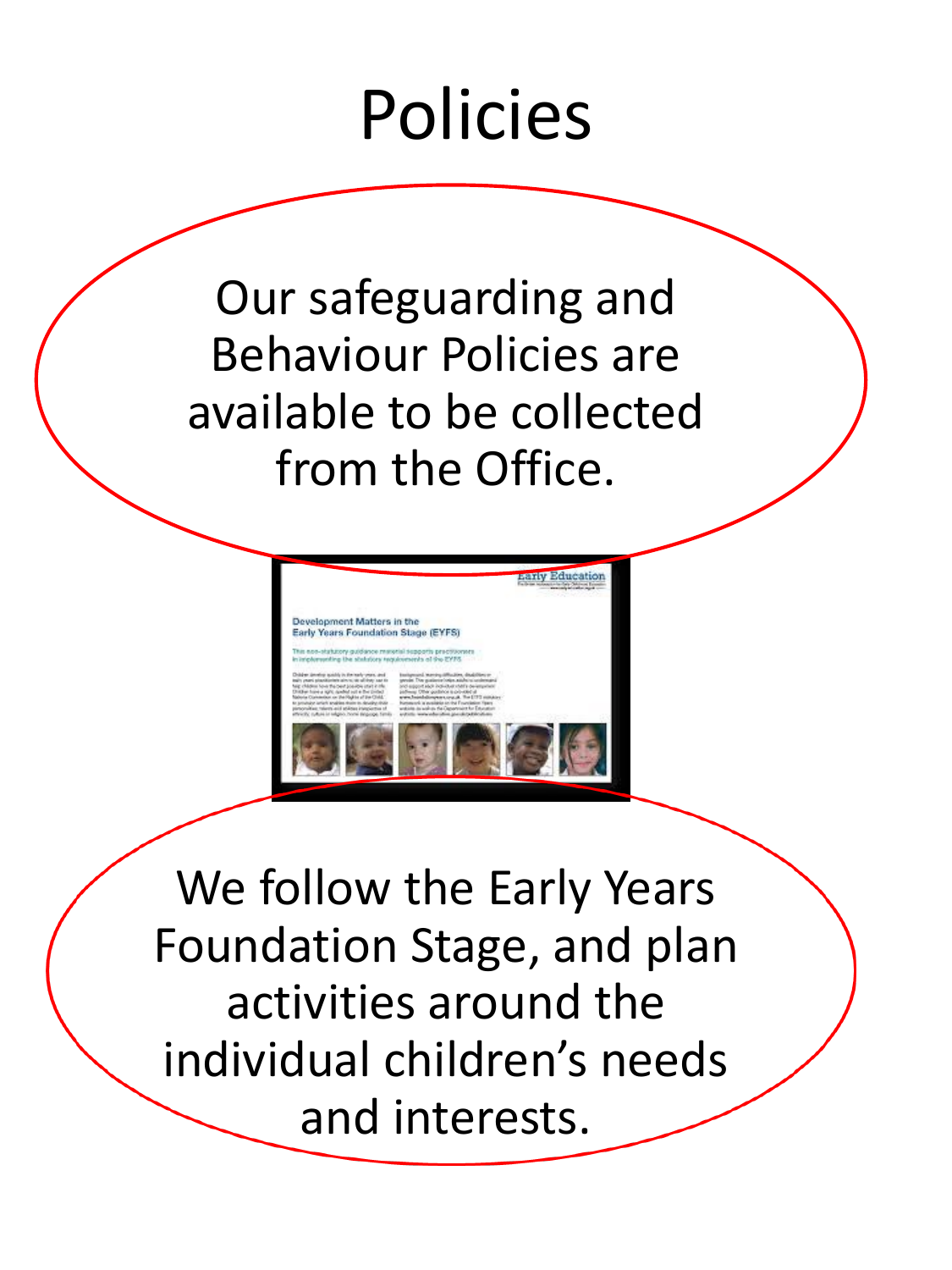# Policies

Our safeguarding and Behaviour Policies are available to be collected from the Office.

We follow the Early Years Foundation Stage, and plan activities around the individual children's needs and interests.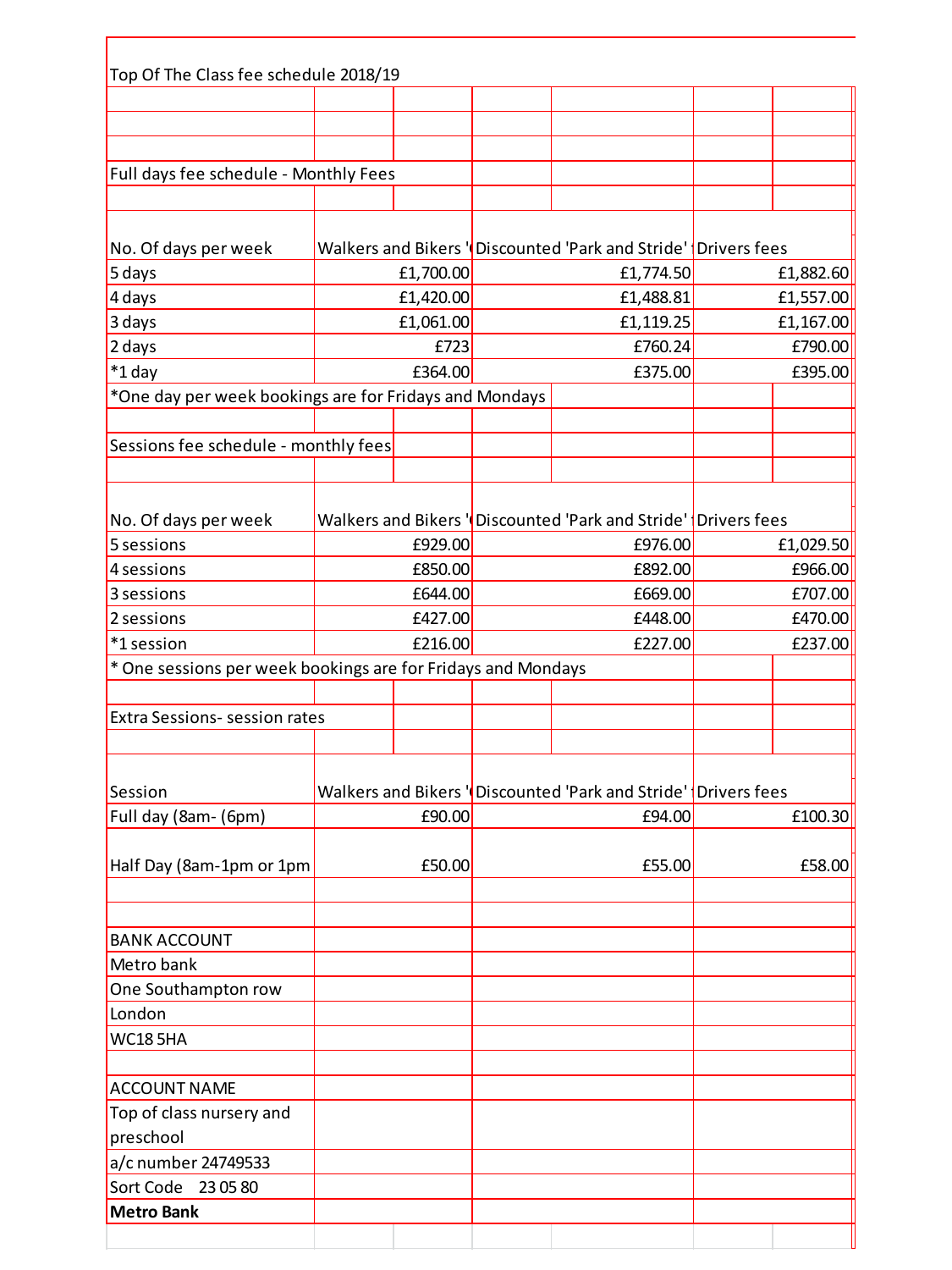Top Of The Class fee schedule 2018/19

Full days fee schedule - Monthly Fees

| No. Of days per week | Walkers and Bikers ' | Discounted 'Park and Stride' | Drivers fees |
|---|---|---|---|
| 5 days | £1,700.00 | £1,774.50 | £1,882.60 |
| 4 days | £1,420.00 | £1,488.81 | £1,557.00 |
| 3 days | £1,061.00 | £1,119.25 | £1,167.00 |
| 2 days | £723 | £760.24 | £790.00 |
| *1 day | £364.00 | £375.00 | £395.00 |

*One day per week bookings are for Fridays and Mondays

Sessions fee schedule - monthly fees

| No. Of days per week | Walkers and Bikers ' | Discounted 'Park and Stride' | Drivers fees |
|---|---|---|---|
| 5 sessions | £929.00 | £976.00 | £1,029.50 |
| 4 sessions | £850.00 | £892.00 | £966.00 |
| 3 sessions | £644.00 | £669.00 | £707.00 |
| 2 sessions | £427.00 | £448.00 | £470.00 |
| *1 session | £216.00 | £227.00 | £237.00 |

* One sessions per week bookings are for Fridays and Mondays

Extra Sessions- session rates

| Session | Walkers and Bikers ' | Discounted 'Park and Stride' | Drivers fees |
|---|---|---|---|
| Full day (8am- (6pm) | £90.00 | £94.00 | £100.30 |
| Half Day (8am-1pm or 1pm | £50.00 | £55.00 | £58.00 |

BANK ACCOUNT
Metro bank
One Southampton row
London
WC18 5HA

ACCOUNT NAME
Top of class nursery and preschool
a/c number 24749533
Sort Code 23 05 80
**Metro Bank**